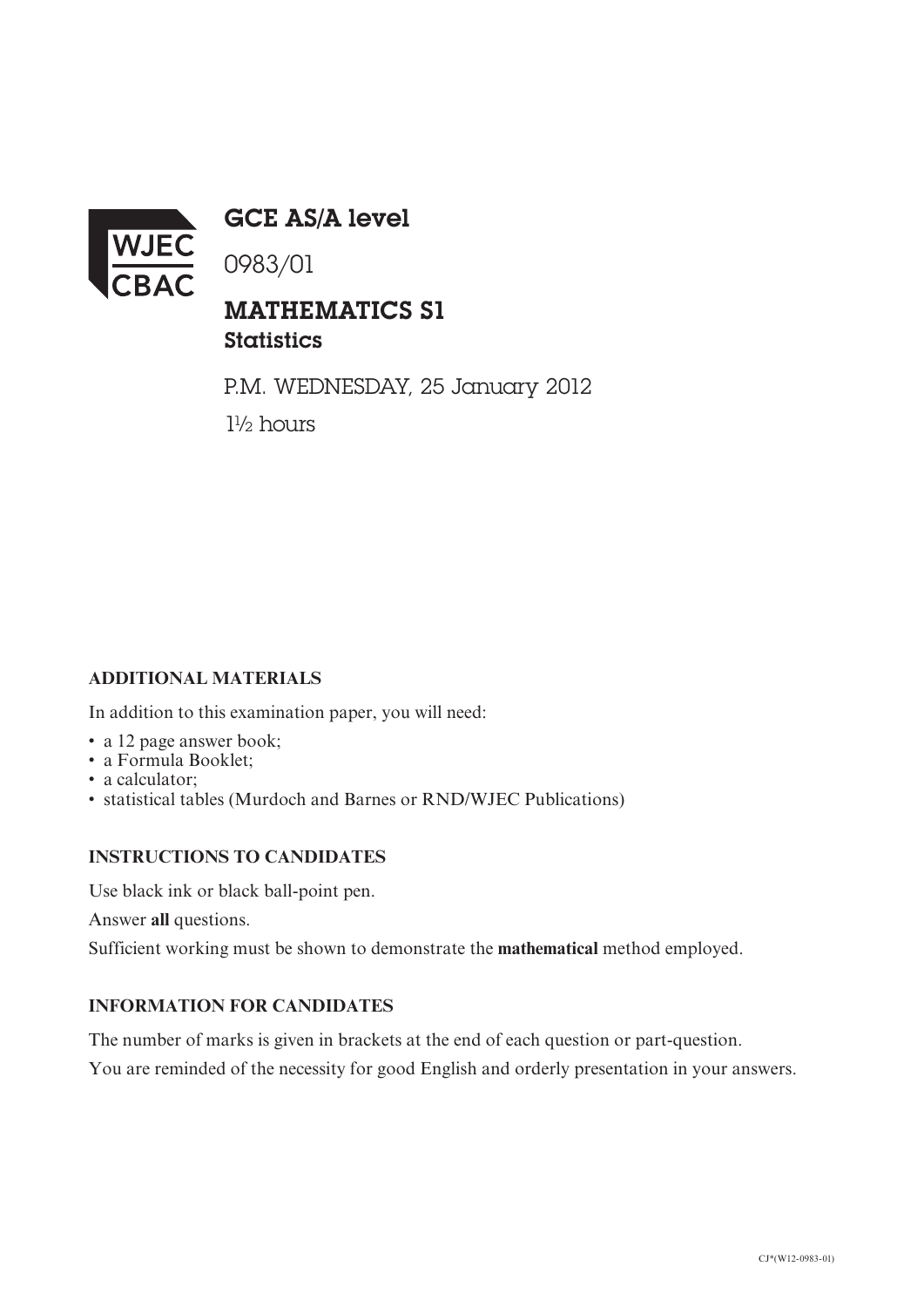WJEC CBAC

# GCE AS/A level

0983/01

## MATHEMATICS S1
### Statistics

P.M. WEDNESDAY, 25 January 2012

1½ hours

**ADDITIONAL MATERIALS**

In addition to this examination paper, you will need:

- a 12 page answer book;
- a Formula Booklet;
- a calculator;
- statistical tables (Murdoch and Barnes or RND/WJEC Publications)

**INSTRUCTIONS TO CANDIDATES**

Use black ink or black ball-point pen.

Answer **all** questions.

Sufficient working must be shown to demonstrate the **mathematical** method employed.

**INFORMATION FOR CANDIDATES**

The number of marks is given in brackets at the end of each question or part-question.

You are reminded of the necessity for good English and orderly presentation in your answers.

CJ*(W12-0983-01)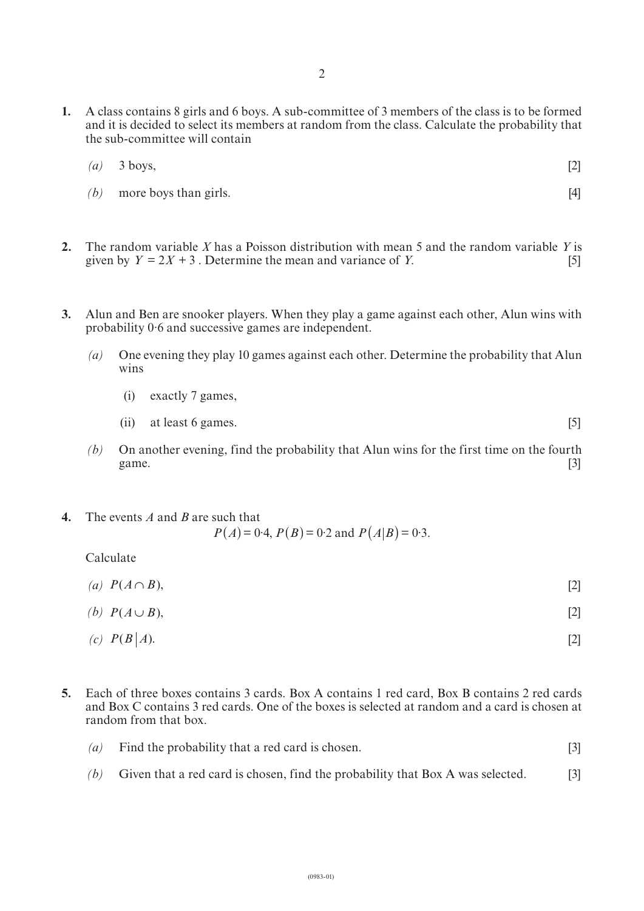**1.** A class contains 8 girls and 6 boys. A sub-committee of 3 members of the class is to be formed and it is decided to select its members at random from the class. Calculate the probability that the sub-committee will contain

*(a)* 3 boys, [2]

*(b)* more boys than girls. [4]

**2.** The random variable $X$ has a Poisson distribution with mean 5 and the random variable $Y$ is given by $Y = 2X + 3$. Determine the mean and variance of $Y$. [5]

**3.** Alun and Ben are snooker players. When they play a game against each other, Alun wins with probability 0·6 and successive games are independent.

*(a)* One evening they play 10 games against each other. Determine the probability that Alun wins

(i) exactly 7 games,

(ii) at least 6 games. [5]

*(b)* On another evening, find the probability that Alun wins for the first time on the fourth game. [3]

**4.** The events $A$ and $B$ are such that

$$P(A) = 0{\cdot}4,\ P(B) = 0{\cdot}2 \text{ and } P(A|B) = 0{\cdot}3.$$

Calculate

*(a)* $P(A \cap B)$, [2]

*(b)* $P(A \cup B)$, [2]

*(c)* $P(B|A)$. [2]

**5.** Each of three boxes contains 3 cards. Box A contains 1 red card, Box B contains 2 red cards and Box C contains 3 red cards. One of the boxes is selected at random and a card is chosen at random from that box.

*(a)* Find the probability that a red card is chosen. [3]

*(b)* Given that a red card is chosen, find the probability that Box A was selected. [3]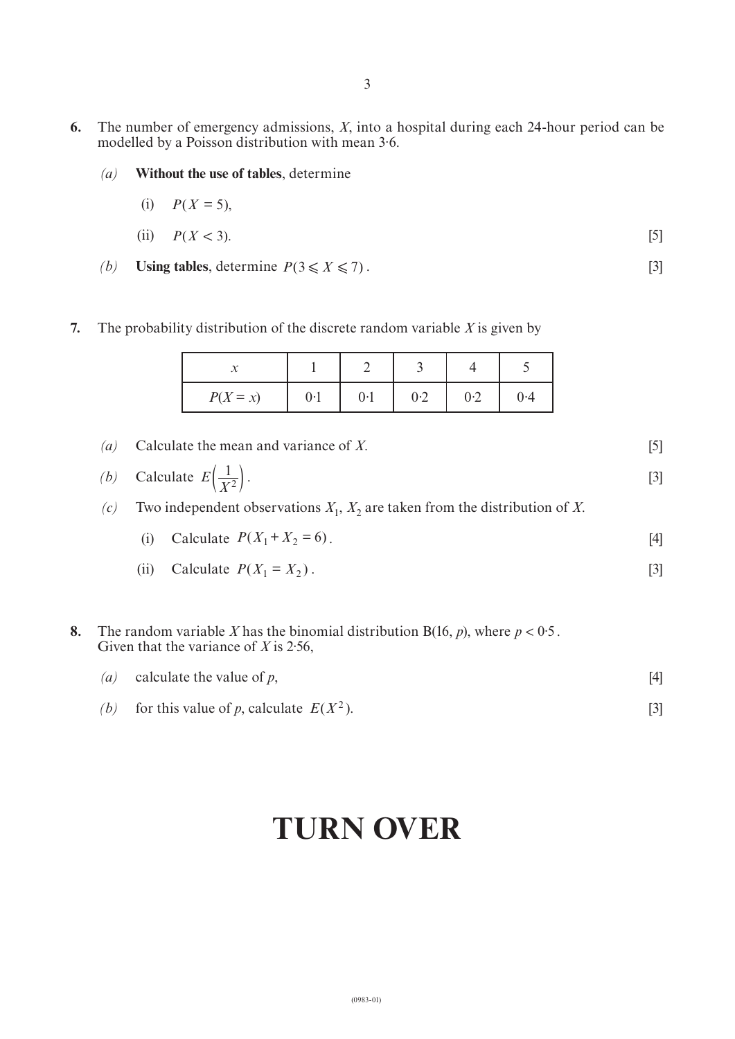**6.** The number of emergency admissions, $X$, into a hospital during each 24-hour period can be modelled by a Poisson distribution with mean 3·6.

*(a)* **Without the use of tables**, determine

(i) $P(X = 5)$,

(ii) $P(X < 3)$. [5]

*(b)* **Using tables**, determine $P(3 \leqslant X \leqslant 7)$. [3]

**7.** The probability distribution of the discrete random variable $X$ is given by

| $x$ | 1 | 2 | 3 | 4 | 5 |
|---|---|---|---|---|---|
| $P(X = x)$ | 0·1 | 0·1 | 0·2 | 0·2 | 0·4 |

*(a)* Calculate the mean and variance of $X$. [5]

*(b)* Calculate $E\left(\frac{1}{X^2}\right)$. [3]

*(c)* Two independent observations $X_1$, $X_2$ are taken from the distribution of $X$.

(i) Calculate $P(X_1 + X_2 = 6)$. [4]

(ii) Calculate $P(X_1 = X_2)$. [3]

**8.** The random variable $X$ has the binomial distribution B(16, $p$), where $p < 0·5$.
Given that the variance of $X$ is 2·56,

*(a)* calculate the value of $p$, [4]

*(b)* for this value of $p$, calculate $E(X^2)$. [3]

# TURN OVER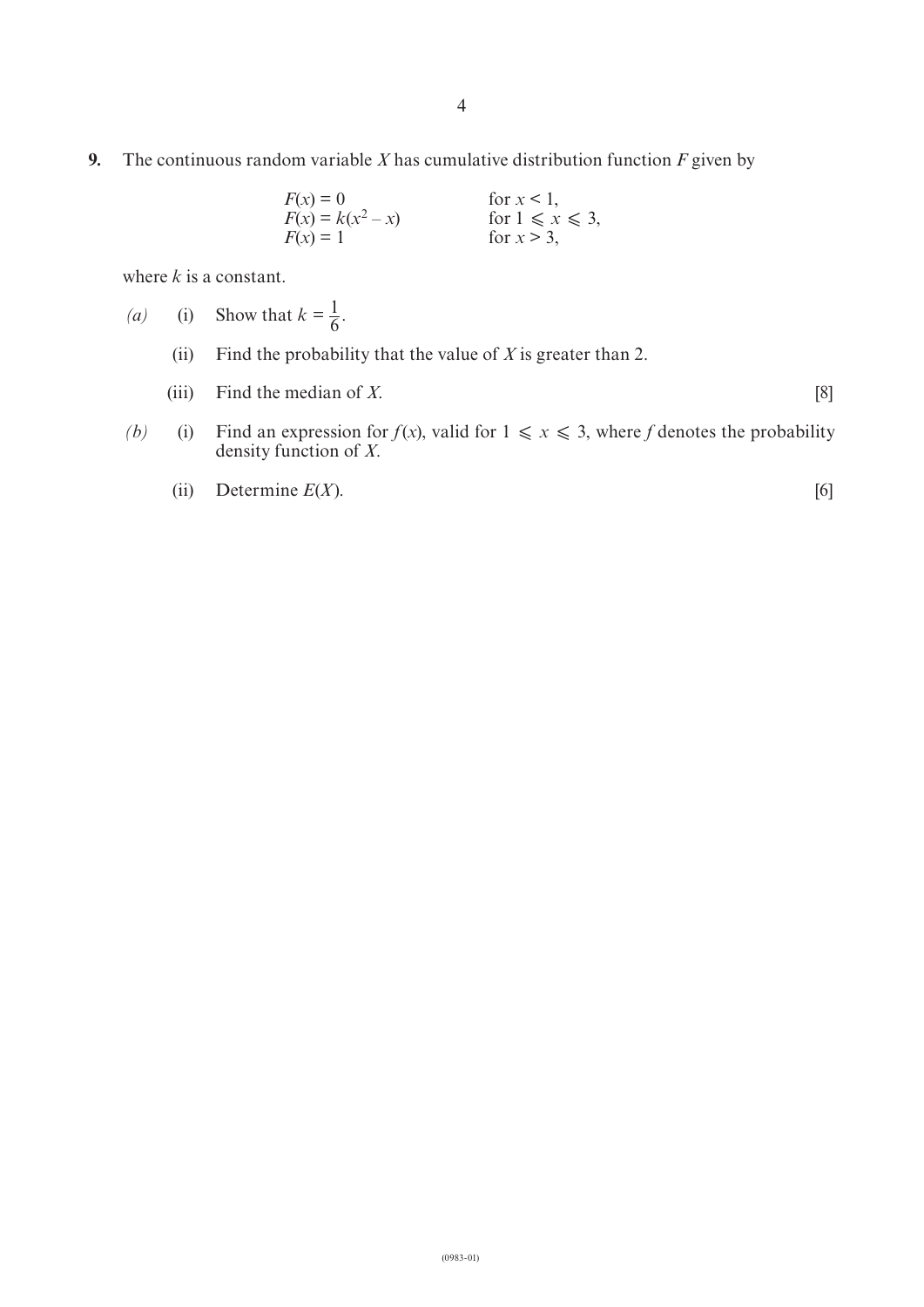**9.** The continuous random variable $X$ has cumulative distribution function $F$ given by

$$
\begin{aligned}
&F(x) = 0 && \text{for } x < 1, \\
&F(x) = k(x^2 - x) && \text{for } 1 \leqslant x \leqslant 3, \\
&F(x) = 1 && \text{for } x > 3,
\end{aligned}
$$

where $k$ is a constant.

*(a)* (i) Show that $k = \dfrac{1}{6}$.

(ii) Find the probability that the value of $X$ is greater than 2.

(iii) Find the median of $X$. [8]

*(b)* (i) Find an expression for $f(x)$, valid for $1 \leqslant x \leqslant 3$, where $f$ denotes the probability density function of $X$.

(ii) Determine $E(X)$. [6]

(0983-01)